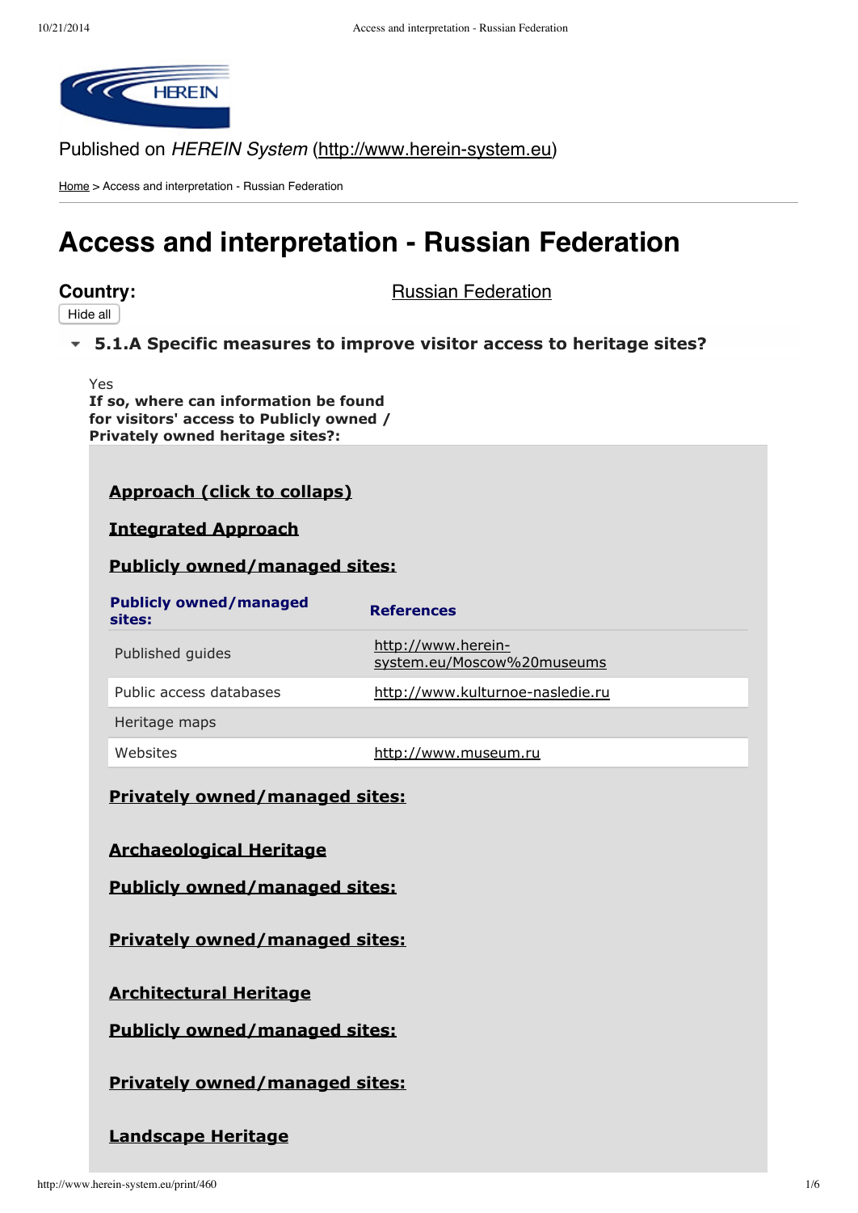HEREIN

Published on *HEREIN System* (http://www.herein-system.eu)

Home > Access and interpretation - Russian Federation

# Access and interpretation - Russian Federation

**Country:** Russian Federation

Hide all

### 5.1.A Specific measures to improve visitor access to heritage sites?

Yes

**If so, where can information be found for visitors' access to Publicly owned / Privately owned heritage sites?:**

**Approach (click to collaps)**

**Integrated Approach**

**Publicly owned/managed sites:**

| Publicly owned/managed sites: | References |
|---|---|
| Published guides | http://www.herein-system.eu/Moscow%20museums |
| Public access databases | http://www.kulturnoe-nasledie.ru |
| Heritage maps | |
| Websites | http://www.museum.ru |

**Privately owned/managed sites:**

**Archaeological Heritage**

**Publicly owned/managed sites:**

**Privately owned/managed sites:**

**Architectural Heritage**

**Publicly owned/managed sites:**

**Privately owned/managed sites:**

**Landscape Heritage**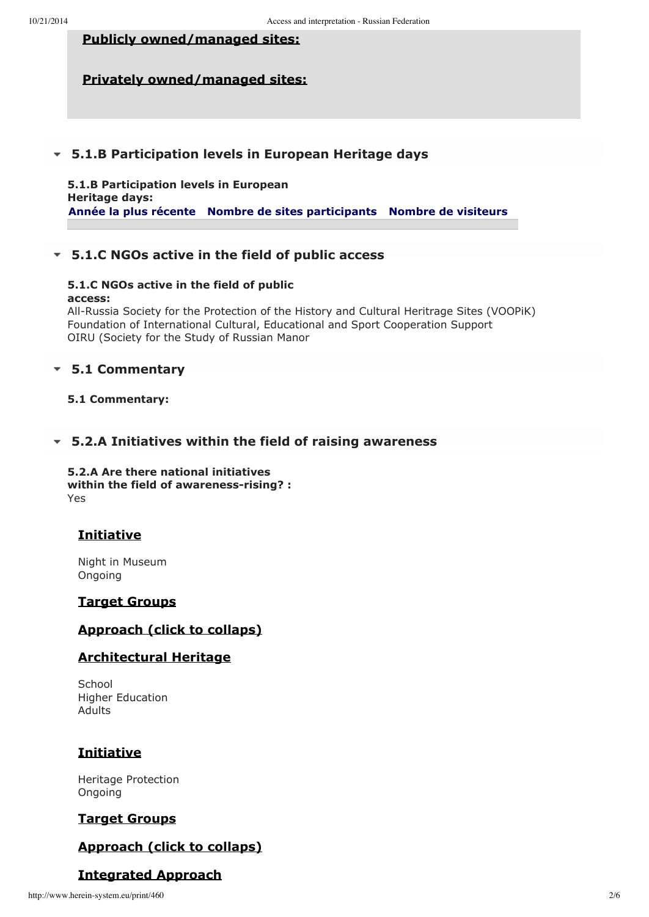**Publicly owned/managed sites:**

**Privately owned/managed sites:**

## 5.1.B Participation levels in European Heritage days

**5.1.B Participation levels in European Heritage days:**

| Année la plus récente | Nombre de sites participants | Nombre de visiteurs |
|---|---|---|
| | | |

## 5.1.C NGOs active in the field of public access

**5.1.C NGOs active in the field of public access:**

All-Russia Society for the Protection of the History and Cultural Heritrage Sites (VOOPiK)
Foundation of International Cultural, Educational and Sport Cooperation Support
OIRU (Society for the Study of Russian Manor

## 5.1 Commentary

**5.1 Commentary:**

## 5.2.A Initiatives within the field of raising awareness

**5.2.A Are there national initiatives within the field of awareness-rising? :**
Yes

**Initiative**

Night in Museum
Ongoing

**Target Groups**

**Approach (click to collaps)**

**Architectural Heritage**

School
Higher Education
Adults

**Initiative**

Heritage Protection
Ongoing

**Target Groups**

**Approach (click to collaps)**

**Integrated Approach**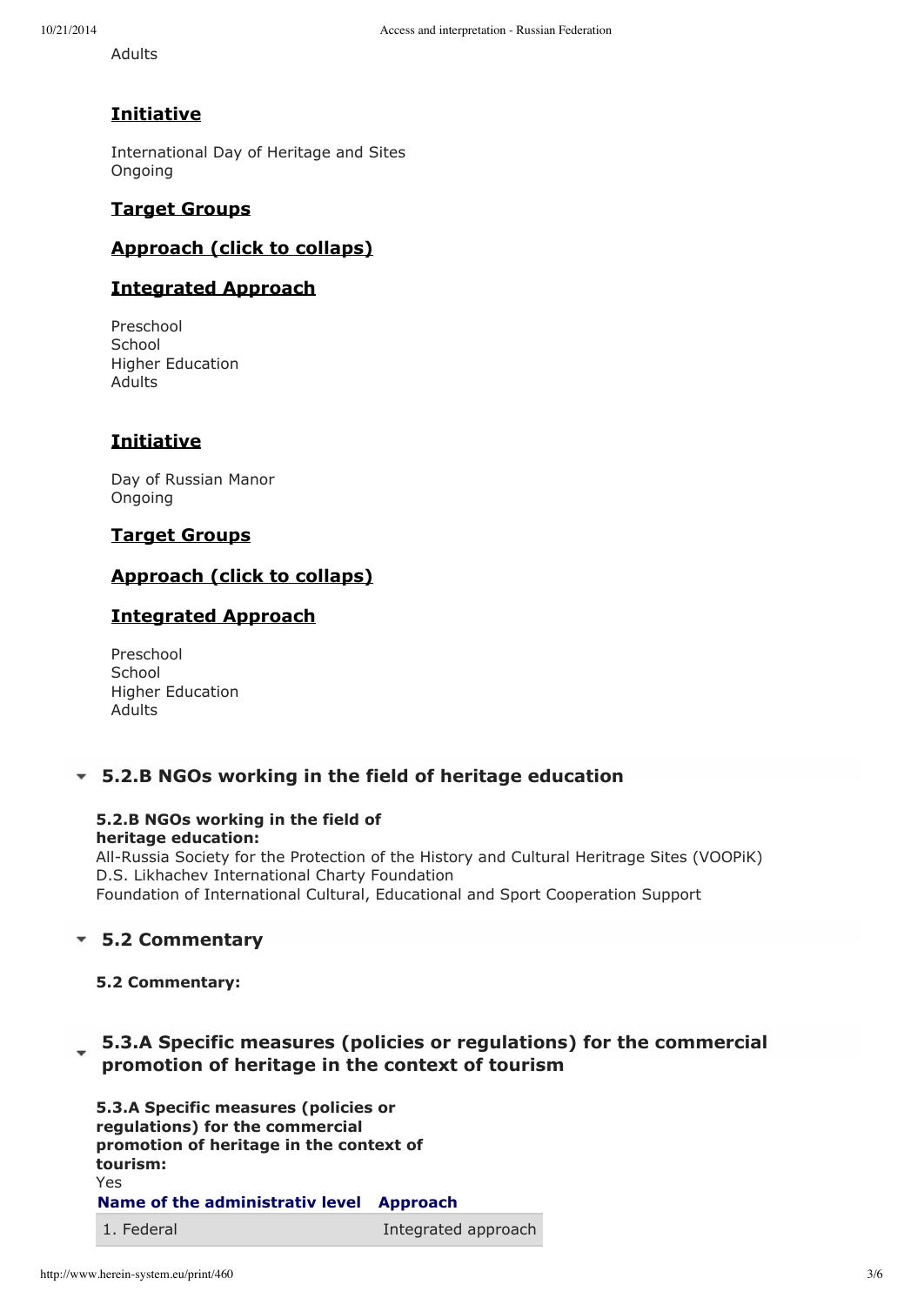Adults

**Initiative**

International Day of Heritage and Sites
Ongoing

**Target Groups**

**Approach (click to collaps)**

**Integrated Approach**

Preschool
School
Higher Education
Adults

**Initiative**

Day of Russian Manor
Ongoing

**Target Groups**

**Approach (click to collaps)**

**Integrated Approach**

Preschool
School
Higher Education
Adults

## 5.2.B NGOs working in the field of heritage education

**5.2.B NGOs working in the field of heritage education:**
All-Russia Society for the Protection of the History and Cultural Heritage Sites (VOOPiK)
D.S. Likhachev International Charty Foundation
Foundation of International Cultural, Educational and Sport Cooperation Support

## 5.2 Commentary

**5.2 Commentary:**

## 5.3.A Specific measures (policies or regulations) for the commercial promotion of heritage in the context of tourism

**5.3.A Specific measures (policies or regulations) for the commercial promotion of heritage in the context of tourism:**
Yes

| Name of the administrativ level | Approach |
| --- | --- |
| 1. Federal | Integrated approach |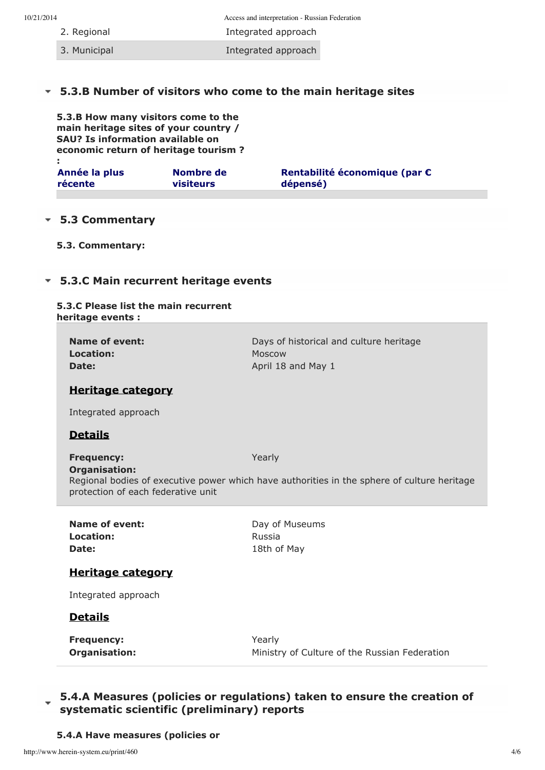| | |
|---|---|
| 2. Regional | Integrated approach |
| 3. Municipal | Integrated approach |

## 5.3.B Number of visitors who come to the main heritage sites

**5.3.B How many visitors come to the main heritage sites of your country / SAU? Is information available on economic return of heritage tourism ? :**

| Année la plus récente | Nombre de visiteurs | Rentabilité économique (par € dépensé) |
|---|---|---|
| | | |

## 5.3 Commentary

**5.3. Commentary:**

## 5.3.C Main recurrent heritage events

**5.3.C Please list the main recurrent heritage events :**

**Name of event:** Days of historical and culture heritage
**Location:** Moscow
**Date:** April 18 and May 1

### Heritage category

Integrated approach

### Details

**Frequency:** Yearly
**Organisation:**
Regional bodies of executive power which have authorities in the sphere of culture heritage protection of each federative unit

**Name of event:** Day of Museums
**Location:** Russia
**Date:** 18th of May

### Heritage category

Integrated approach

### Details

**Frequency:** Yearly
**Organisation:** Ministry of Culture of the Russian Federation

## 5.4.A Measures (policies or regulations) taken to ensure the creation of systematic scientific (preliminary) reports

**5.4.A Have measures (policies or**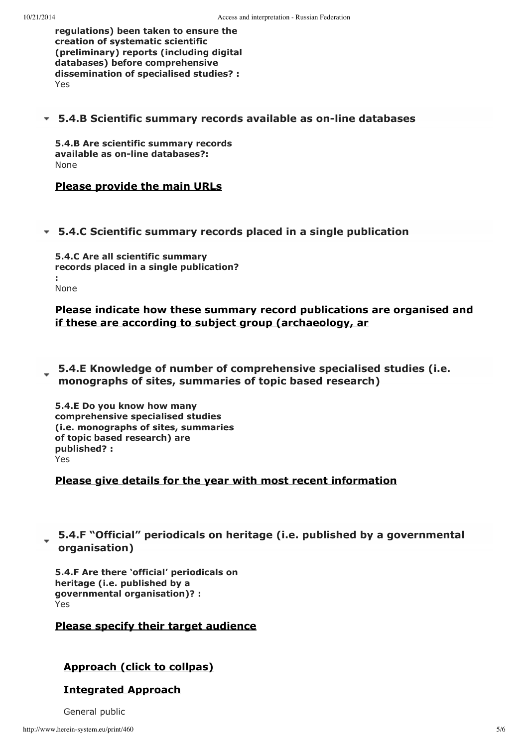**regulations) been taken to ensure the creation of systematic scientific (preliminary) reports (including digital databases) before comprehensive dissemination of specialised studies? :**
Yes

### 5.4.B Scientific summary records available as on-line databases

**5.4.B Are scientific summary records available as on-line databases?:**
None

**Please provide the main URLs**

### 5.4.C Scientific summary records placed in a single publication

**5.4.C Are all scientific summary records placed in a single publication? :**
None

**Please indicate how these summary record publications are organised and if these are according to subject group (archaeology, ar**

### 5.4.E Knowledge of number of comprehensive specialised studies (i.e. monographs of sites, summaries of topic based research)

**5.4.E Do you know how many comprehensive specialised studies (i.e. monographs of sites, summaries of topic based research) are published? :**
Yes

**Please give details for the year with most recent information**

### 5.4.F "Official" periodicals on heritage (i.e. published by a governmental organisation)

**5.4.F Are there 'official' periodicals on heritage (i.e. published by a governmental organisation)? :**
Yes

**Please specify their target audience**

**Approach (click to collpas)**

**Integrated Approach**

General public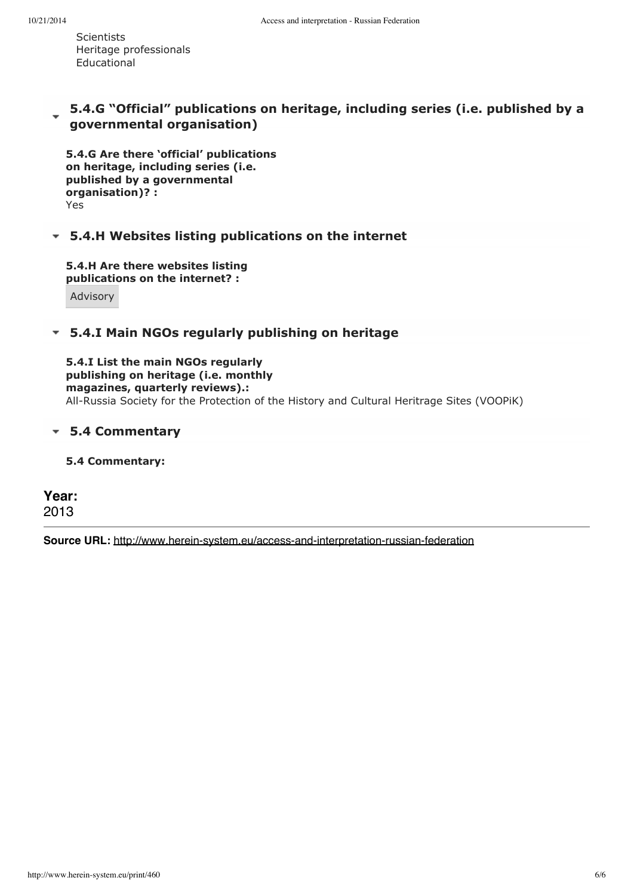Scientists
Heritage professionals
Educational

### 5.4.G “Official” publications on heritage, including series (i.e. published by a governmental organisation)

**5.4.G Are there ‘official’ publications on heritage, including series (i.e. published by a governmental organisation)? :**
Yes

### 5.4.H Websites listing publications on the internet

**5.4.H Are there websites listing publications on the internet? :**
Advisory

### 5.4.I Main NGOs regularly publishing on heritage

**5.4.I List the main NGOs regularly publishing on heritage (i.e. monthly magazines, quarterly reviews).:**
All-Russia Society for the Protection of the History and Cultural Heritrage Sites (VOOPiK)

### 5.4 Commentary

**5.4 Commentary:**

**Year:**
2013

**Source URL:** http://www.herein-system.eu/access-and-interpretation-russian-federation